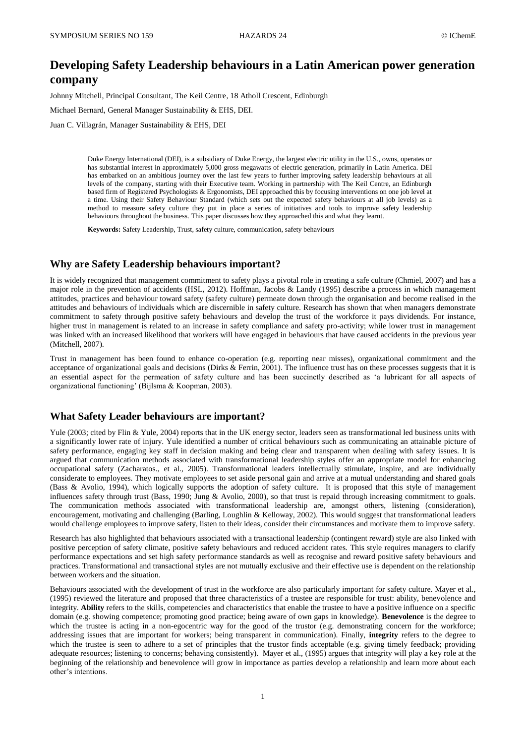# Developing Safety Leadership behaviours in a Latin American power generation company

Johnny Mitchell, Principal Consultant, The Keil Centre, 18 Atholl Crescent, Edinburgh

Michael Bernard, General Manager Sustainability & EHS, DEI.

Juan C. Villagrán, Manager Sustainability & EHS, DEI

Duke Energy International (DEI), is a subsidiary of Duke Energy, the largest electric utility in the U.S., owns, operates or has substantial interest in approximately 5,000 gross megawatts of electric generation, primarily in Latin America. DEI has embarked on an ambitious journey over the last few years to further improving safety leadership behaviours at all levels of the company, starting with their Executive team. Working in partnership with The Keil Centre, an Edinburgh based firm of Registered Psychologists & Ergonomists, DEI approached this by focusing interventions on one job level at a time. Using their Safety Behaviour Standard (which sets out the expected safety behaviours at all job levels) as a method to measure safety culture they put in place a series of initiatives and tools to improve safety leadership behaviours throughout the business. This paper discusses how they approached this and what they learnt.

**Keywords:** Safety Leadership, Trust, safety culture, communication, safety behaviours

## Why are Safety Leadership behaviours important?

It is widely recognized that management commitment to safety plays a pivotal role in creating a safe culture (Chmiel, 2007) and has a major role in the prevention of accidents (HSL, 2012). Hoffman, Jacobs & Landy (1995) describe a process in which management attitudes, practices and behaviour toward safety (safety culture) permeate down through the organisation and become realised in the attitudes and behaviours of individuals which are discernible in safety culture. Research has shown that when managers demonstrate commitment to safety through positive safety behaviours and develop the trust of the workforce it pays dividends. For instance, higher trust in management is related to an increase in safety compliance and safety pro-activity; while lower trust in management was linked with an increased likelihood that workers will have engaged in behaviours that have caused accidents in the previous year (Mitchell, 2007).

Trust in management has been found to enhance co-operation (e.g. reporting near misses), organizational commitment and the acceptance of organizational goals and decisions (Dirks & Ferrin, 2001). The influence trust has on these processes suggests that it is an essential aspect for the permeation of safety culture and has been succinctly described as 'a lubricant for all aspects of organizational functioning' (Bijlsma & Koopman, 2003).

## What Safety Leader behaviours are important?

Yule (2003; cited by Flin & Yule, 2004) reports that in the UK energy sector, leaders seen as transformational led business units with a significantly lower rate of injury. Yule identified a number of critical behaviours such as communicating an attainable picture of safety performance, engaging key staff in decision making and being clear and transparent when dealing with safety issues. It is argued that communication methods associated with transformational leadership styles offer an appropriate model for enhancing occupational safety (Zacharatos., et al., 2005). Transformational leaders intellectually stimulate, inspire, and are individually considerate to employees. They motivate employees to set aside personal gain and arrive at a mutual understanding and shared goals (Bass & Avolio, 1994), which logically supports the adoption of safety culture. It is proposed that this style of management influences safety through trust (Bass, 1990; Jung & Avolio, 2000), so that trust is repaid through increasing commitment to goals. The communication methods associated with transformational leadership are, amongst others, listening (consideration), encouragement, motivating and challenging (Barling, Loughlin & Kelloway, 2002). This would suggest that transformational leaders would challenge employees to improve safety, listen to their ideas, consider their circumstances and motivate them to improve safety.

Research has also highlighted that behaviours associated with a transactional leadership (contingent reward) style are also linked with positive perception of safety climate, positive safety behaviours and reduced accident rates. This style requires managers to clarify performance expectations and set high safety performance standards as well as recognise and reward positive safety behaviours and practices. Transformational and transactional styles are not mutually exclusive and their effective use is dependent on the relationship between workers and the situation.

Behaviours associated with the development of trust in the workforce are also particularly important for safety culture. Mayer et al., (1995) reviewed the literature and proposed that three characteristics of a trustee are responsible for trust: ability, benevolence and integrity. **Ability** refers to the skills, competencies and characteristics that enable the trustee to have a positive influence on a specific domain (e.g. showing competence; promoting good practice; being aware of own gaps in knowledge). **Benevolence** is the degree to which the trustee is acting in a non-egocentric way for the good of the trustor (e.g. demonstrating concern for the workforce; addressing issues that are important for workers; being transparent in communication). Finally, **integrity** refers to the degree to which the trustee is seen to adhere to a set of principles that the trustor finds acceptable (e.g. giving timely feedback; providing adequate resources; listening to concerns; behaving consistently). Mayer et al., (1995) argues that integrity will play a key role at the beginning of the relationship and benevolence will grow in importance as parties develop a relationship and learn more about each other's intentions.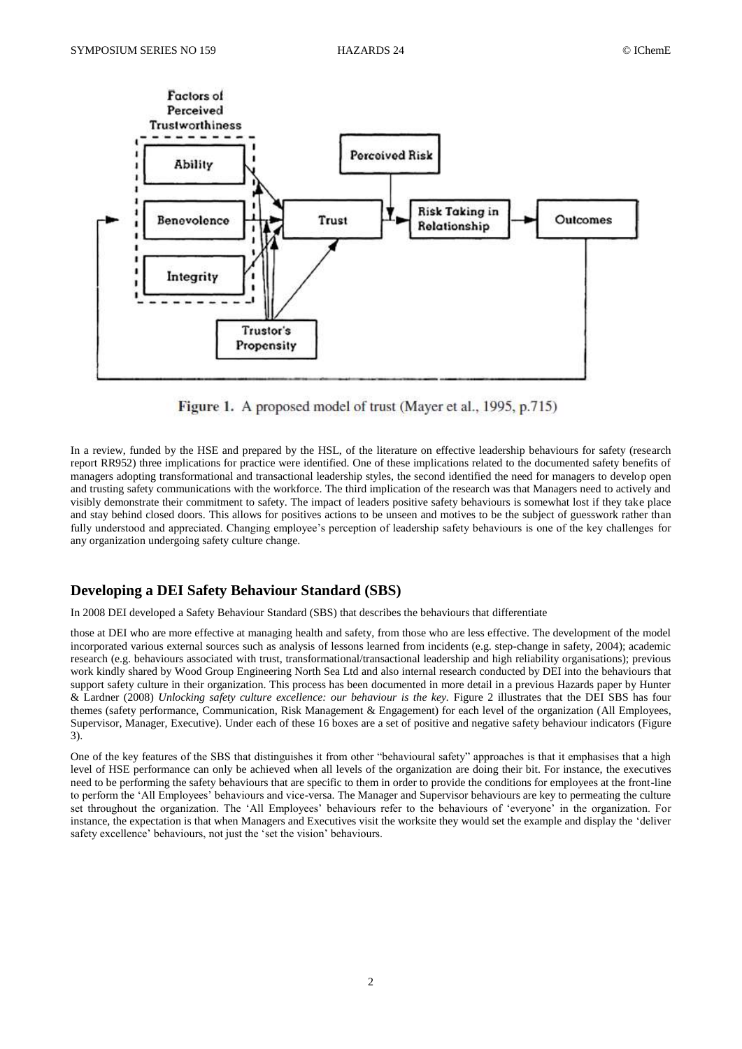Figure 1. A proposed model of trust (Mayer et al., 1995, p.715)

In a review, funded by the HSE and prepared by the HSL, of the literature on effective leadership behaviours for safety (research report RR952) three implications for practice were identified. One of these implications related to the documented safety benefits of managers adopting transformational and transactional leadership styles, the second identified the need for managers to develop open and trusting safety communications with the workforce. The third implication of the research was that Managers need to actively and visibly demonstrate their commitment to safety. The impact of leaders positive safety behaviours is somewhat lost if they take place and stay behind closed doors. This allows for positives actions to be unseen and motives to be the subject of guesswork rather than fully understood and appreciated. Changing employee's perception of leadership safety behaviours is one of the key challenges for any organization undergoing safety culture change.

## Developing a DEI Safety Behaviour Standard (SBS)

In 2008 DEI developed a Safety Behaviour Standard (SBS) that describes the behaviours that differentiate

those at DEI who are more effective at managing health and safety, from those who are less effective. The development of the model incorporated various external sources such as analysis of lessons learned from incidents (e.g. step-change in safety, 2004); academic research (e.g. behaviours associated with trust, transformational/transactional leadership and high reliability organisations); previous work kindly shared by Wood Group Engineering North Sea Ltd and also internal research conducted by DEI into the behaviours that support safety culture in their organization. This process has been documented in more detail in a previous Hazards paper by Hunter & Lardner (2008) *Unlocking safety culture excellence: our behaviour is the key.* Figure 2 illustrates that the DEI SBS has four themes (safety performance, Communication, Risk Management & Engagement) for each level of the organization (All Employees, Supervisor, Manager, Executive). Under each of these 16 boxes are a set of positive and negative safety behaviour indicators (Figure 3).

One of the key features of the SBS that distinguishes it from other "behavioural safety" approaches is that it emphasises that a high level of HSE performance can only be achieved when all levels of the organization are doing their bit. For instance, the executives need to be performing the safety behaviours that are specific to them in order to provide the conditions for employees at the front-line to perform the 'All Employees' behaviours and vice-versa. The Manager and Supervisor behaviours are key to permeating the culture set throughout the organization. The 'All Employees' behaviours refer to the behaviours of 'everyone' in the organization. For instance, the expectation is that when Managers and Executives visit the worksite they would set the example and display the 'deliver safety excellence' behaviours, not just the 'set the vision' behaviours.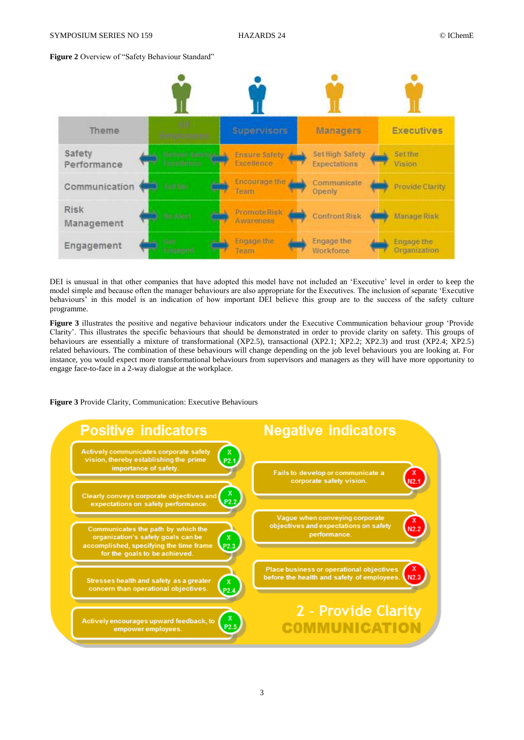**Figure 2** Overview of "Safety Behaviour Standard"

| Theme | All Employees | Supervisors | Managers | Executives |
|---|---|---|---|---|
| Safety Performance | Deliver Safety Excellence | Ensure Safety Excellence | Set High Safety Expectations | Set the Vision |
| Communication | Tell Me | Encourage the Team | Communicate Openly | Provide Clarity |
| Risk Management | Be Alert | Promote Risk Awareness | Confront Risk | Manage Risk |
| Engagement | Get Engaged | Engage the Team | Engage the Workforce | Engage the Organization |

DEI is unusual in that other companies that have adopted this model have not included an 'Executive' level in order to keep the model simple and because often the manager behaviours are also appropriate for the Executives. The inclusion of separate 'Executive behaviours' in this model is an indication of how important DEI believe this group are to the success of the safety culture programme.

**Figure 3** illustrates the positive and negative behaviour indicators under the Executive Communication behaviour group 'Provide Clarity'. This illustrates the specific behaviours that should be demonstrated in order to provide clarity on safety. This groups of behaviours are essentially a mixture of transformational (XP2.5), transactional (XP2.1; XP2.2; XP2.3) and trust (XP2.4; XP2.5) related behaviours. The combination of these behaviours will change depending on the job level behaviours you are looking at. For instance, you would expect more transformational behaviours from supervisors and managers as they will have more opportunity to engage face-to-face in a 2-way dialogue at the workplace.

**Figure 3** Provide Clarity, Communication: Executive Behaviours

**2 - Provide Clarity — COMMUNICATION**

| Positive indicators | Negative indicators |
|---|---|
| X P2.1 – Actively communicates corporate safety vision, thereby establishing the prime importance of safety. | X N2.1 – Fails to develop or communicate a corporate safety vision. |
| X P2.2 – Clearly conveys corporate objectives and expectations on safety performance. | X N2.2 – Vague when conveying corporate objectives and expectations on safety performance. |
| X P2.3 – Communicates the path by which the organization's safety goals can be accomplished, specifying the time frame for the goals to be achieved. | X N2.3 – Place business or operational objectives before the health and safety of employees. |
| X P2.4 – Stresses health and safety as a greater concern than operational objectives. | |
| X P2.5 – Actively encourages upward feedback, to empower employees. | |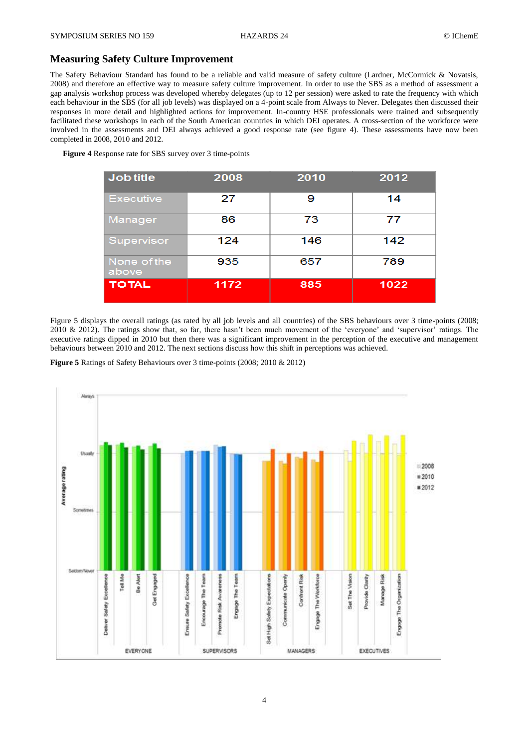## Measuring Safety Culture Improvement

The Safety Behaviour Standard has found to be a reliable and valid measure of safety culture (Lardner, McCormick & Novatsis, 2008) and therefore an effective way to measure safety culture improvement. In order to use the SBS as a method of assessment a gap analysis workshop process was developed whereby delegates (up to 12 per session) were asked to rate the frequency with which each behaviour in the SBS (for all job levels) was displayed on a 4-point scale from Always to Never. Delegates then discussed their responses in more detail and highlighted actions for improvement. In-country HSE professionals were trained and subsequently facilitated these workshops in each of the South American countries in which DEI operates. A cross-section of the workforce were involved in the assessments and DEI always achieved a good response rate (see figure 4). These assessments have now been completed in 2008, 2010 and 2012.

**Figure 4** Response rate for SBS survey over 3 time-points

| Job title | 2008 | 2010 | 2012 |
|---|---|---|---|
| Executive | 27 | 9 | 14 |
| Manager | 86 | 73 | 77 |
| Supervisor | 124 | 146 | 142 |
| None of the above | 935 | 657 | 789 |
| **TOTAL** | **1172** | **885** | **1022** |

Figure 5 displays the overall ratings (as rated by all job levels and all countries) of the SBS behaviours over 3 time-points (2008; 2010 & 2012). The ratings show that, so far, there hasn't been much movement of the 'everyone' and 'supervisor' ratings. The executive ratings dipped in 2010 but then there was a significant improvement in the perception of the executive and management behaviours between 2010 and 2012. The next sections discuss how this shift in perceptions was achieved.

**Figure 5** Ratings of Safety Behaviours over 3 time-points (2008; 2010 & 2012)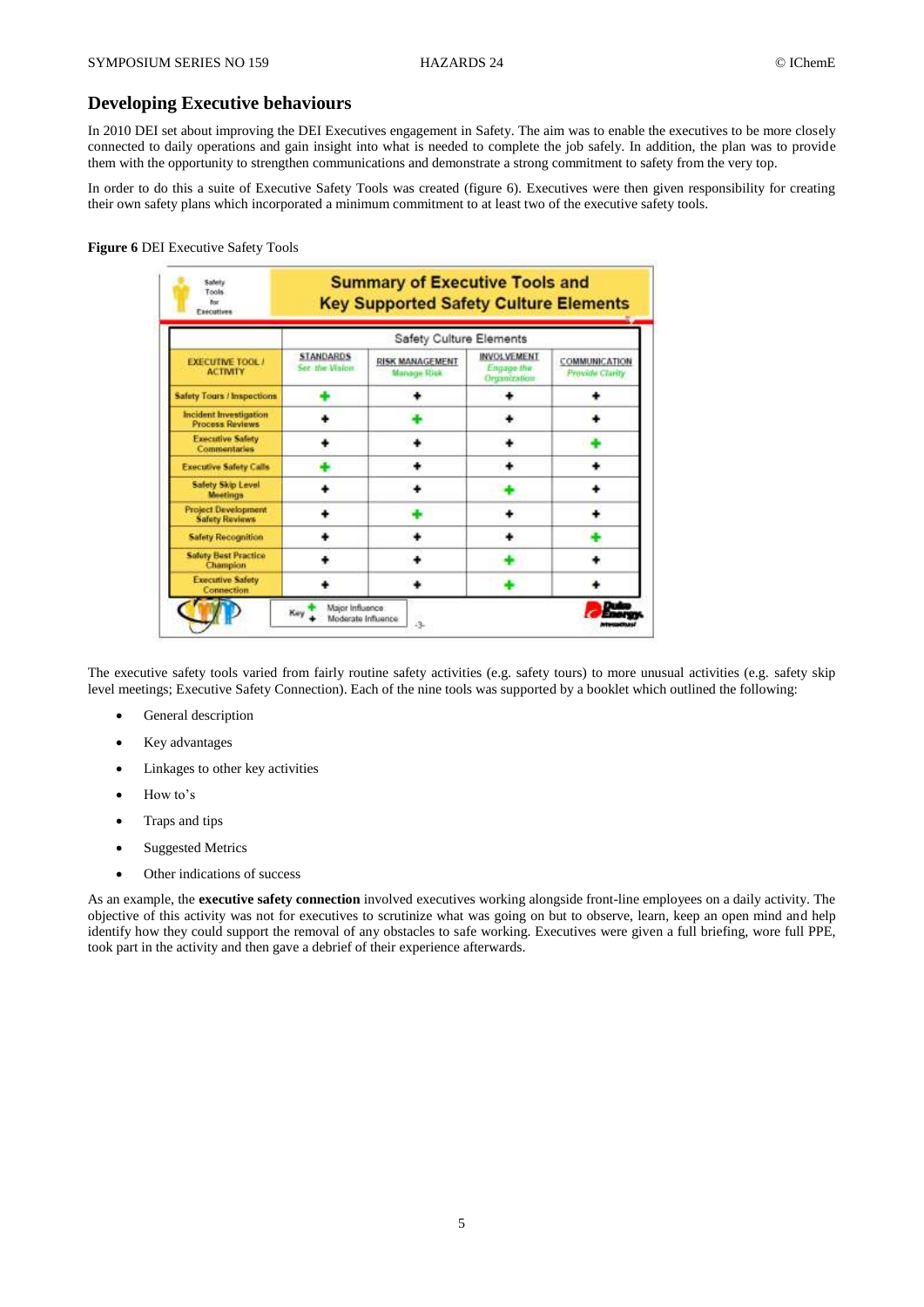## Developing Executive behaviours

In 2010 DEI set about improving the DEI Executives engagement in Safety. The aim was to enable the executives to be more closely connected to daily operations and gain insight into what is needed to complete the job safely. In addition, the plan was to provide them with the opportunity to strengthen communications and demonstrate a strong commitment to safety from the very top.

In order to do this a suite of Executive Safety Tools was created (figure 6). Executives were then given responsibility for creating their own safety plans which incorporated a minimum commitment to at least two of the executive safety tools.

**Figure 6** DEI Executive Safety Tools

**Summary of Executive Tools and Key Supported Safety Culture Elements**

| EXECUTIVE TOOL / ACTIVITY | Safety Culture Elements | | | |
|---|---|---|---|---|
| | STANDARDS *Set the Vision* | RISK MANAGEMENT *Manage Risk* | INVOLVEMENT *Engage the Organization* | COMMUNICATION *Provide Clarity* |
| Safety Tours / Inspections | + (Major) | + | + | + |
| Incident Investigation Process Reviews | + | + (Major) | + | + |
| Executive Safety Commentaries | + | + | + | + (Major) |
| Executive Safety Calls | + (Major) | + | + | + |
| Safety Skip Level Meetings | + | + | + (Major) | + |
| Project Development Safety Reviews | + | + (Major) | + | + |
| Safety Recognition | + | + | + | + (Major) |
| Safety Best Practice Champion | + | + | + (Major) | + |
| Executive Safety Connection | + | + | + (Major) | + |

Key: + (green) Major Influence; + (black) Moderate Influence

The executive safety tools varied from fairly routine safety activities (e.g. safety tours) to more unusual activities (e.g. safety skip level meetings; Executive Safety Connection). Each of the nine tools was supported by a booklet which outlined the following:

- General description
- Key advantages
- Linkages to other key activities
- How to's
- Traps and tips
- Suggested Metrics
- Other indications of success

As an example, the **executive safety connection** involved executives working alongside front-line employees on a daily activity. The objective of this activity was not for executives to scrutinize what was going on but to observe, learn, keep an open mind and help identify how they could support the removal of any obstacles to safe working. Executives were given a full briefing, wore full PPE, took part in the activity and then gave a debrief of their experience afterwards.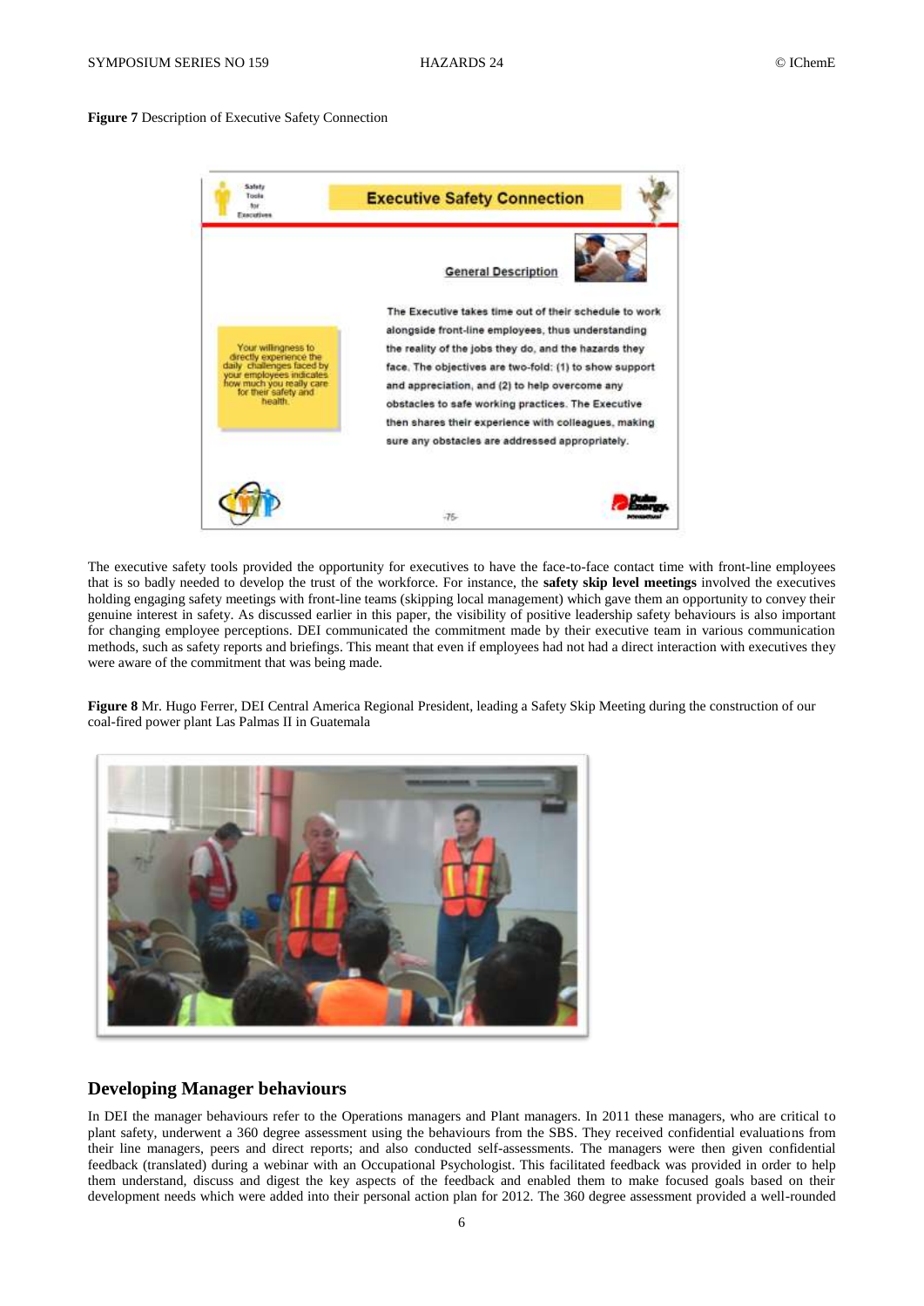**Figure 7** Description of Executive Safety Connection

The executive safety tools provided the opportunity for executives to have the face-to-face contact time with front-line employees that is so badly needed to develop the trust of the workforce. For instance, the **safety skip level meetings** involved the executives holding engaging safety meetings with front-line teams (skipping local management) which gave them an opportunity to convey their genuine interest in safety. As discussed earlier in this paper, the visibility of positive leadership safety behaviours is also important for changing employee perceptions. DEI communicated the commitment made by their executive team in various communication methods, such as safety reports and briefings. This meant that even if employees had not had a direct interaction with executives they were aware of the commitment that was being made.

**Figure 8** Mr. Hugo Ferrer, DEI Central America Regional President, leading a Safety Skip Meeting during the construction of our coal-fired power plant Las Palmas II in Guatemala

## Developing Manager behaviours

In DEI the manager behaviours refer to the Operations managers and Plant managers. In 2011 these managers, who are critical to plant safety, underwent a 360 degree assessment using the behaviours from the SBS. They received confidential evaluations from their line managers, peers and direct reports; and also conducted self-assessments. The managers were then given confidential feedback (translated) during a webinar with an Occupational Psychologist. This facilitated feedback was provided in order to help them understand, discuss and digest the key aspects of the feedback and enabled them to make focused goals based on their development needs which were added into their personal action plan for 2012. The 360 degree assessment provided a well-rounded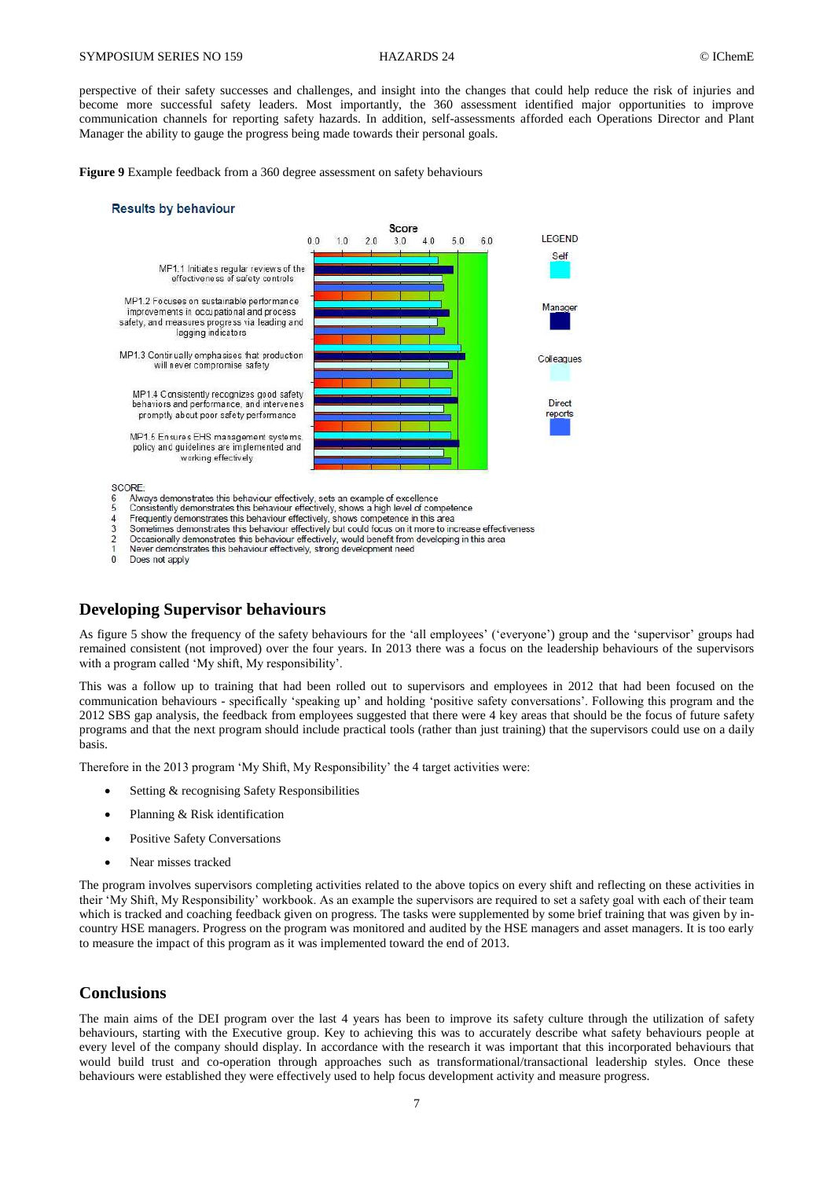perspective of their safety successes and challenges, and insight into the changes that could help reduce the risk of injuries and become more successful safety leaders. Most importantly, the 360 assessment identified major opportunities to improve communication channels for reporting safety hazards. In addition, self-assessments afforded each Operations Director and Plant Manager the ability to gauge the progress being made towards their personal goals.

**Figure 9** Example feedback from a 360 degree assessment on safety behaviours

**Results by behaviour**

Score

0.0 1.0 2.0 3.0 4.0 5.0 6.0

MP1.1 Initiates regular reviews of the effectiveness of safety controls

MP1.2 Focuses on sustainable performance improvements in occupational and process safety, and measures progress via leading and lagging indicators

MP1.3 Continually emphasises that production will never compromise safety

MP1.4 Consistently recognizes good safety behaviors and performance, and intervenes promptly about poor safety performance

MP1.5 Ensures EHS management systems, policy and guidelines are implemented and working effectively

LEGEND: Self, Manager, Colleagues, Direct reports

SCORE:
6 Always demonstrates this behaviour effectively, sets an example of excellence
5 Consistently demonstrates this behaviour effectively, shows a high level of competence
4 Frequently demonstrates this behaviour effectively, shows competence in this area
3 Sometimes demonstrates this behaviour effectively but could focus on it more to increase effectiveness
2 Occasionally demonstrates this behaviour effectively, would benefit from developing in this area
1 Never demonstrates this behaviour effectively, strong development need
0 Does not apply

## Developing Supervisor behaviours

As figure 5 show the frequency of the safety behaviours for the 'all employees' ('everyone') group and the 'supervisor' groups had remained consistent (not improved) over the four years. In 2013 there was a focus on the leadership behaviours of the supervisors with a program called 'My shift, My responsibility'.

This was a follow up to training that had been rolled out to supervisors and employees in 2012 that had been focused on the communication behaviours - specifically 'speaking up' and holding 'positive safety conversations'. Following this program and the 2012 SBS gap analysis, the feedback from employees suggested that there were 4 key areas that should be the focus of future safety programs and that the next program should include practical tools (rather than just training) that the supervisors could use on a daily basis.

Therefore in the 2013 program 'My Shift, My Responsibility' the 4 target activities were:

- Setting & recognising Safety Responsibilities
- Planning & Risk identification
- Positive Safety Conversations
- Near misses tracked

The program involves supervisors completing activities related to the above topics on every shift and reflecting on these activities in their 'My Shift, My Responsibility' workbook. As an example the supervisors are required to set a safety goal with each of their team which is tracked and coaching feedback given on progress. The tasks were supplemented by some brief training that was given by in-country HSE managers. Progress on the program was monitored and audited by the HSE managers and asset managers. It is too early to measure the impact of this program as it was implemented toward the end of 2013.

## Conclusions

The main aims of the DEI program over the last 4 years has been to improve its safety culture through the utilization of safety behaviours, starting with the Executive group. Key to achieving this was to accurately describe what safety behaviours people at every level of the company should display. In accordance with the research it was important that this incorporated behaviours that would build trust and co-operation through approaches such as transformational/transactional leadership styles. Once these behaviours were established they were effectively used to help focus development activity and measure progress.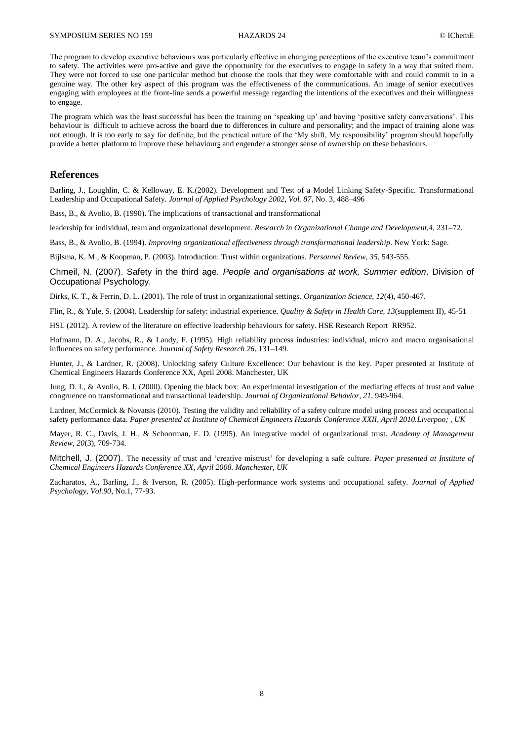The program to develop executive behaviours was particularly effective in changing perceptions of the executive team's commitment to safety. The activities were pro-active and gave the opportunity for the executives to engage in safety in a way that suited them. They were not forced to use one particular method but choose the tools that they were comfortable with and could commit to in a genuine way. The other key aspect of this program was the effectiveness of the communications. An image of senior executives engaging with employees at the front-line sends a powerful message regarding the intentions of the executives and their willingness to engage.

The program which was the least successful has been the training on 'speaking up' and having 'positive safety conversations'. This behaviour is difficult to achieve across the board due to differences in culture and personality; and the impact of training alone was not enough. It is too early to say for definite, but the practical nature of the 'My shift, My responsibility' program should hopefully provide a better platform to improve these behaviours and engender a stronger sense of ownership on these behaviours.

## References

Barling, J., Loughlin, C. & Kelloway, E. K.(2002). Development and Test of a Model Linking Safety-Specific. Transformational Leadership and Occupational Safety. *Journal of Applied Psychology 2002, Vol. 87*, No. 3, 488–496

Bass, B., & Avolio, B. (1990). The implications of transactional and transformational

leadership for individual, team and organizational development. *Research in Organizational Change and Development,4,* 231–72.

Bass, B., & Avolio, B. (1994). *Improving organizational effectiveness through transformational leadership*. New York: Sage.

Bijlsma, K. M., & Koopman, P. (2003). Introduction: Trust within organizations. *Personnel Review, 35,* 543-555.

Chmeil, N. (2007). Safety in the third age*. People and organisations at work, Summer edition*. Division of Occupational Psychology.

Dirks, K. T., & Ferrin, D. L. (2001). The role of trust in organizational settings. *Organization Science, 12*(4), 450-467.

Flin, R., & Yule, S. (2004). Leadership for safety: industrial experience. *Quality & Safety in Health Care, 13*(supplement II), 45-51

HSL (2012). A review of the literature on effective leadership behaviours for safety. HSE Research Report RR952.

Hofmann, D. A., Jacobs, R., & Landy, F. (1995). High reliability process industries: individual, micro and macro organisational influences on safety performance. *Journal of Safety Research 26*, 131–149.

Hunter, J., & Lardner, R. (2008). Unlocking safety Culture Excellence: Our behaviour is the key. Paper presented at Institute of Chemical Engineers Hazards Conference XX, April 2008. Manchester, UK

Jung, D. I., & Avolio, B. J. (2000). Opening the black box: An experimental investigation of the mediating effects of trust and value congruence on transformational and transactional leadership. *Journal of Organizational Behavior, 21*, 949-964.

Lardner, McCormick & Novatsis (2010). Testing the validity and reliability of a safety culture model using process and occupational safety performance data. *Paper presented at Institute of Chemical Engineers Hazards Conference XXII, April 2010.Liverpoo; , UK*

Mayer, R. C., Davis, J. H., & Schoorman, F. D. (1995). An integrative model of organizational trust. *Academy of Management Review, 20*(3), 709-734.

Mitchell, J. (2007). The necessity of trust and 'creative mistrust' for developing a safe culture. *Paper presented at Institute of Chemical Engineers Hazards Conference XX, April 2008. Manchester, UK*

Zacharatos, A., Barling, J., & Iverson, R. (2005). High-performance work systems and occupational safety. *Journal of Applied Psychology, Vol.90*, No.1, 77-93.